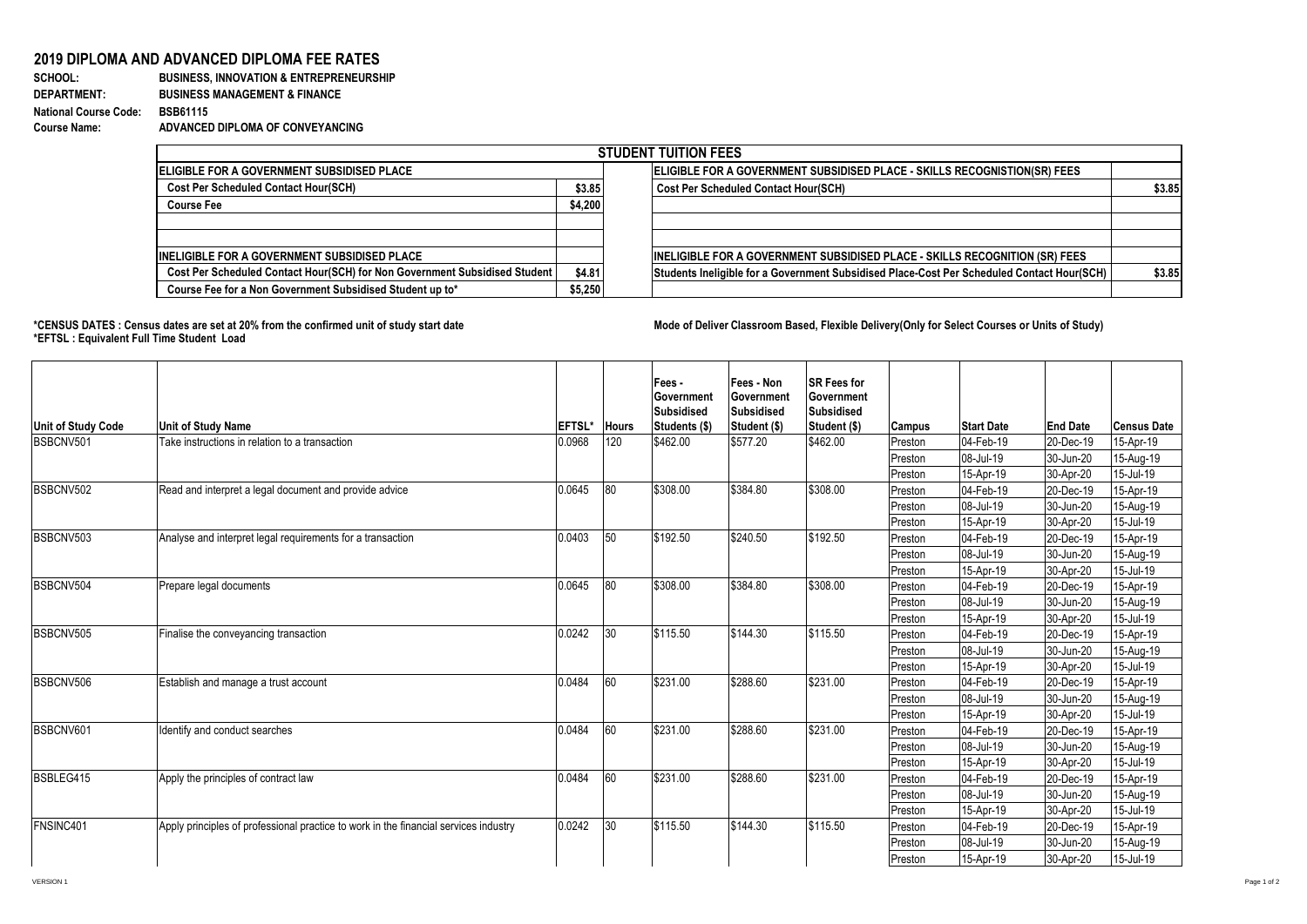# 2019 DIPLOMA AND ADVANCED DIPLOMA FEE RATES

**SCHOOL:** BUSINESS, INNOVATION & ENTREPRENEURSHIP
**DEPARTMENT:** BUSINESS MANAGEMENT & FINANCE
**National Course Code:** BSB61115
**Course Name:** ADVANCED DIPLOMA OF CONVEYANCING

| STUDENT TUITION FEES | | | |
|---|---|---|---|
| **ELIGIBLE FOR A GOVERNMENT SUBSIDISED PLACE** | | **ELIGIBLE FOR A GOVERNMENT SUBSIDISED PLACE - SKILLS RECOGNISTION(SR) FEES** | |
| **Cost Per Scheduled Contact Hour(SCH)** | **$3.85** | **Cost Per Scheduled Contact Hour(SCH)** | **$3.85** |
| **Course Fee** | **$4,200** | | |
| | | | |
| | | | |
| **INELIGIBLE FOR A GOVERNMENT SUBSIDISED PLACE** | | **INELIGIBLE FOR A GOVERNMENT SUBSIDISED PLACE - SKILLS RECOGNITION (SR) FEES** | |
| **Cost Per Scheduled Contact Hour(SCH) for Non Government Subsidised Student** | **$4.81** | **Students Ineligible for a Government Subsidised Place-Cost Per Scheduled Contact Hour(SCH)** | **$3.85** |
| **Course Fee for a Non Government Subsidised Student up to*** | **$5,250** | | |

**\*CENSUS DATES : Census dates are set at 20% from the confirmed unit of study start date**
**\*EFTSL : Equivalent Full Time Student Load**

**Mode of Deliver Classroom Based, Flexible Delivery(Only for Select Courses or Units of Study)**

| Unit of Study Code | Unit of Study Name | EFTSL* | Hours | Fees - Government Subsidised Students ($) | Fees - Non Government Subsidised Student ($) | SR Fees for Government Subsidised Student ($) | Campus | Start Date | End Date | Census Date |
|---|---|---|---|---|---|---|---|---|---|---|
| BSBCNV501 | Take instructions in relation to a transaction | 0.0968 | 120 | $462.00 | $577.20 | $462.00 | Preston | 04-Feb-19 | 20-Dec-19 | 15-Apr-19 |
| | | | | | | | Preston | 08-Jul-19 | 30-Jun-20 | 15-Aug-19 |
| | | | | | | | Preston | 15-Apr-19 | 30-Apr-20 | 15-Jul-19 |
| BSBCNV502 | Read and interpret a legal document and provide advice | 0.0645 | 80 | $308.00 | $384.80 | $308.00 | Preston | 04-Feb-19 | 20-Dec-19 | 15-Apr-19 |
| | | | | | | | Preston | 08-Jul-19 | 30-Jun-20 | 15-Aug-19 |
| | | | | | | | Preston | 15-Apr-19 | 30-Apr-20 | 15-Jul-19 |
| BSBCNV503 | Analyse and interpret legal requirements for a transaction | 0.0403 | 50 | $192.50 | $240.50 | $192.50 | Preston | 04-Feb-19 | 20-Dec-19 | 15-Apr-19 |
| | | | | | | | Preston | 08-Jul-19 | 30-Jun-20 | 15-Aug-19 |
| | | | | | | | Preston | 15-Apr-19 | 30-Apr-20 | 15-Jul-19 |
| BSBCNV504 | Prepare legal documents | 0.0645 | 80 | $308.00 | $384.80 | $308.00 | Preston | 04-Feb-19 | 20-Dec-19 | 15-Apr-19 |
| | | | | | | | Preston | 08-Jul-19 | 30-Jun-20 | 15-Aug-19 |
| | | | | | | | Preston | 15-Apr-19 | 30-Apr-20 | 15-Jul-19 |
| BSBCNV505 | Finalise the conveyancing transaction | 0.0242 | 30 | $115.50 | $144.30 | $115.50 | Preston | 04-Feb-19 | 20-Dec-19 | 15-Apr-19 |
| | | | | | | | Preston | 08-Jul-19 | 30-Jun-20 | 15-Aug-19 |
| | | | | | | | Preston | 15-Apr-19 | 30-Apr-20 | 15-Jul-19 |
| BSBCNV506 | Establish and manage a trust account | 0.0484 | 60 | $231.00 | $288.60 | $231.00 | Preston | 04-Feb-19 | 20-Dec-19 | 15-Apr-19 |
| | | | | | | | Preston | 08-Jul-19 | 30-Jun-20 | 15-Aug-19 |
| | | | | | | | Preston | 15-Apr-19 | 30-Apr-20 | 15-Jul-19 |
| BSBCNV601 | Identify and conduct searches | 0.0484 | 60 | $231.00 | $288.60 | $231.00 | Preston | 04-Feb-19 | 20-Dec-19 | 15-Apr-19 |
| | | | | | | | Preston | 08-Jul-19 | 30-Jun-20 | 15-Aug-19 |
| | | | | | | | Preston | 15-Apr-19 | 30-Apr-20 | 15-Jul-19 |
| BSBLEG415 | Apply the principles of contract law | 0.0484 | 60 | $231.00 | $288.60 | $231.00 | Preston | 04-Feb-19 | 20-Dec-19 | 15-Apr-19 |
| | | | | | | | Preston | 08-Jul-19 | 30-Jun-20 | 15-Aug-19 |
| | | | | | | | Preston | 15-Apr-19 | 30-Apr-20 | 15-Jul-19 |
| FNSINC401 | Apply principles of professional practice to work in the financial services industry | 0.0242 | 30 | $115.50 | $144.30 | $115.50 | Preston | 04-Feb-19 | 20-Dec-19 | 15-Apr-19 |
| | | | | | | | Preston | 08-Jul-19 | 30-Jun-20 | 15-Aug-19 |
| | | | | | | | Preston | 15-Apr-19 | 30-Apr-20 | 15-Jul-19 |

VERSION 1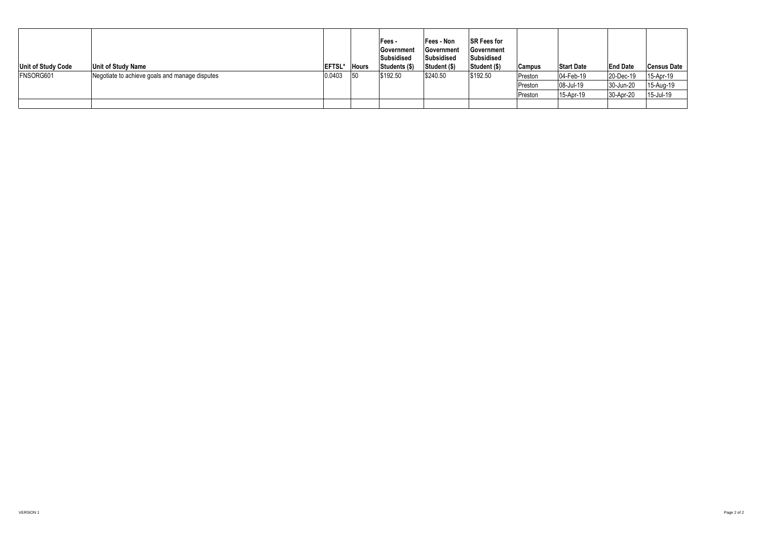| Unit of Study Code | Unit of Study Name | EFTSL* | Hours | Fees - Government Subsidised Students ($) | Fees - Non Government Subsidised Student ($) | SR Fees for Government Subsidised Student ($) | Campus | Start Date | End Date | Census Date |
|---|---|---|---|---|---|---|---|---|---|---|
| FNSORG601 | Negotiate to achieve goals and manage disputes | 0.0403 | 50 | $192.50 | $240.50 | $192.50 | Preston | 04-Feb-19 | 20-Dec-19 | 15-Apr-19 |
| | | | | | | | Preston | 08-Jul-19 | 30-Jun-20 | 15-Aug-19 |
| | | | | | | | Preston | 15-Apr-19 | 30-Apr-20 | 15-Jul-19 |
| | | | | | | | | | | |

VERSION 1